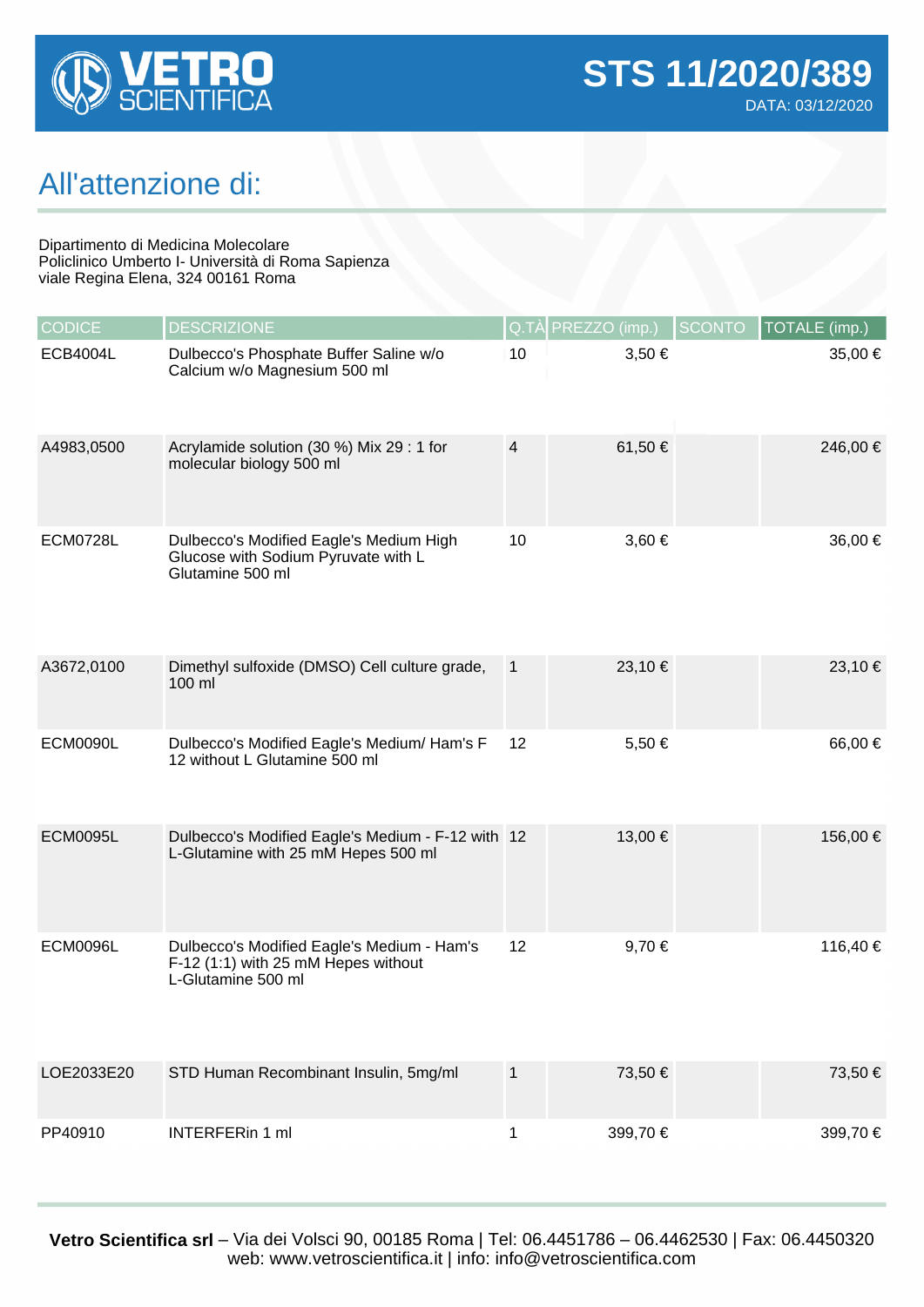**VETRO SCIENTIFICA**

# STS 11/2020/389

DATA: 03/12/2020

## All'attenzione di:

Dipartimento di Medicina Molecolare
Policlinico Umberto I- Università di Roma Sapienza
viale Regina Elena, 324 00161 Roma

| CODICE | DESCRIZIONE | Q.TÀ | PREZZO (imp.) | SCONTO | TOTALE (imp.) |
|---|---|---|---|---|---|
| ECB4004L | Dulbecco's Phosphate Buffer Saline w/o Calcium w/o Magnesium 500 ml | 10 | 3,50 € | | 35,00 € |
| A4983,0500 | Acrylamide solution (30 %) Mix 29 : 1 for molecular biology 500 ml | 4 | 61,50 € | | 246,00 € |
| ECM0728L | Dulbecco's Modified Eagle's Medium High Glucose with Sodium Pyruvate with L Glutamine 500 ml | 10 | 3,60 € | | 36,00 € |
| A3672,0100 | Dimethyl sulfoxide (DMSO) Cell culture grade, 100 ml | 1 | 23,10 € | | 23,10 € |
| ECM0090L | Dulbecco's Modified Eagle's Medium/ Ham's F 12 without L Glutamine 500 ml | 12 | 5,50 € | | 66,00 € |
| ECM0095L | Dulbecco's Modified Eagle's Medium - F-12 with L-Glutamine with 25 mM Hepes 500 ml | 12 | 13,00 € | | 156,00 € |
| ECM0096L | Dulbecco's Modified Eagle's Medium - Ham's F-12 (1:1) with 25 mM Hepes without L-Glutamine 500 ml | 12 | 9,70 € | | 116,40 € |
| LOE2033E20 | STD Human Recombinant Insulin, 5mg/ml | 1 | 73,50 € | | 73,50 € |
| PP40910 | INTERFERin 1 ml | 1 | 399,70 € | | 399,70 € |

**Vetro Scientifica srl** – Via dei Volsci 90, 00185 Roma | Tel: 06.4451786 – 06.4462530 | Fax: 06.4450320
web: www.vetroscientifica.it | info: info@vetroscientifica.com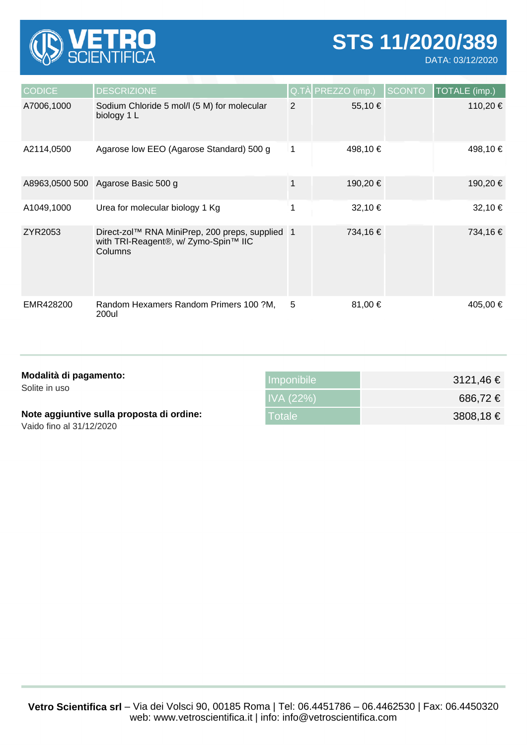# VETRO SCIENTIFICA

## STS 11/2020/389

DATA: 03/12/2020

| CODICE | DESCRIZIONE | Q.TÀ | PREZZO (imp.) | SCONTO | TOTALE (imp.) |
|---|---|---|---|---|---|
| A7006,1000 | Sodium Chloride 5 mol/l (5 M) for molecular biology 1 L | 2 | 55,10 € | | 110,20 € |
| A2114,0500 | Agarose low EEO (Agarose Standard) 500 g | 1 | 498,10 € | | 498,10 € |
| A8963,0500 500 | Agarose Basic 500 g | 1 | 190,20 € | | 190,20 € |
| A1049,1000 | Urea for molecular biology 1 Kg | 1 | 32,10 € | | 32,10 € |
| ZYR2053 | Direct-zol™ RNA MiniPrep, 200 preps, supplied with TRI-Reagent®, w/ Zymo-Spin™ IIC Columns | 1 | 734,16 € | | 734,16 € |
| EMR428200 | Random Hexamers Random Primers 100 ?M, 200ul | 5 | 81,00 € | | 405,00 € |

**Modalità di pagamento:**
Solite in uso

**Note aggiuntive sulla proposta di ordine:**
Vaido fino al 31/12/2020

| | |
|---|---|
| Imponibile | 3121,46 € |
| IVA (22%) | 686,72 € |
| Totale | 3808,18 € |

**Vetro Scientifica srl** – Via dei Volsci 90, 00185 Roma | Tel: 06.4451786 – 06.4462530 | Fax: 06.4450320
web: www.vetroscientifica.it | info: info@vetroscientifica.com